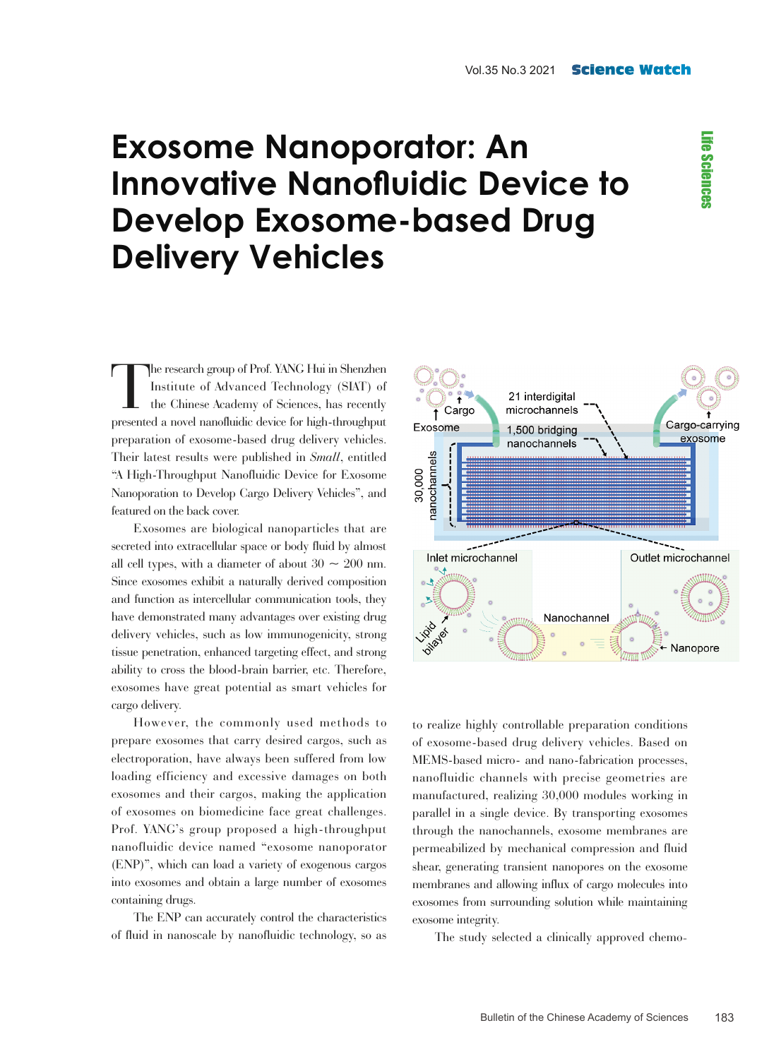# Exosome Nanoporator: An Innovative Nanofluidic Device to Develop Exosome-based Drug Delivery Vehicles

The research group of Prof. YANG Hui in Shenzhen Institute of Advanced Technology (SIAT) of the Chinese Academy of Sciences, has recently presented a novel nanofluidic device for high-throughput preparation of exosome-based drug delivery vehicles. Their latest results were published in *Small*, entitled "A High-Throughput Nanofluidic Device for Exosome Nanoporation to Develop Cargo Delivery Vehicles", and featured on the back cover.

Exosomes are biological nanoparticles that are secreted into extracellular space or body fluid by almost all cell types, with a diameter of about 30 ~ 200 nm. Since exosomes exhibit a naturally derived composition and function as intercellular communication tools, they have demonstrated many advantages over existing drug delivery vehicles, such as low immunogenicity, strong tissue penetration, enhanced targeting effect, and strong ability to cross the blood-brain barrier, etc. Therefore, exosomes have great potential as smart vehicles for cargo delivery.

However, the commonly used methods to prepare exosomes that carry desired cargos, such as electroporation, have always been suffered from low loading efficiency and excessive damages on both exosomes and their cargos, making the application of exosomes on biomedicine face great challenges. Prof. YANG's group proposed a high-throughput nanofluidic device named "exosome nanoporator (ENP)", which can load a variety of exogenous cargos into exosomes and obtain a large number of exosomes containing drugs.

The ENP can accurately control the characteristics of fluid in nanoscale by nanofluidic technology, so as to realize highly controllable preparation conditions of exosome-based drug delivery vehicles. Based on MEMS-based micro- and nano-fabrication processes, nanofluidic channels with precise geometries are manufactured, realizing 30,000 modules working in parallel in a single device. By transporting exosomes through the nanochannels, exosome membranes are permeabilized by mechanical compression and fluid shear, generating transient nanopores on the exosome membranes and allowing influx of cargo molecules into exosomes from surrounding solution while maintaining exosome integrity.

The study selected a clinically approved chemo-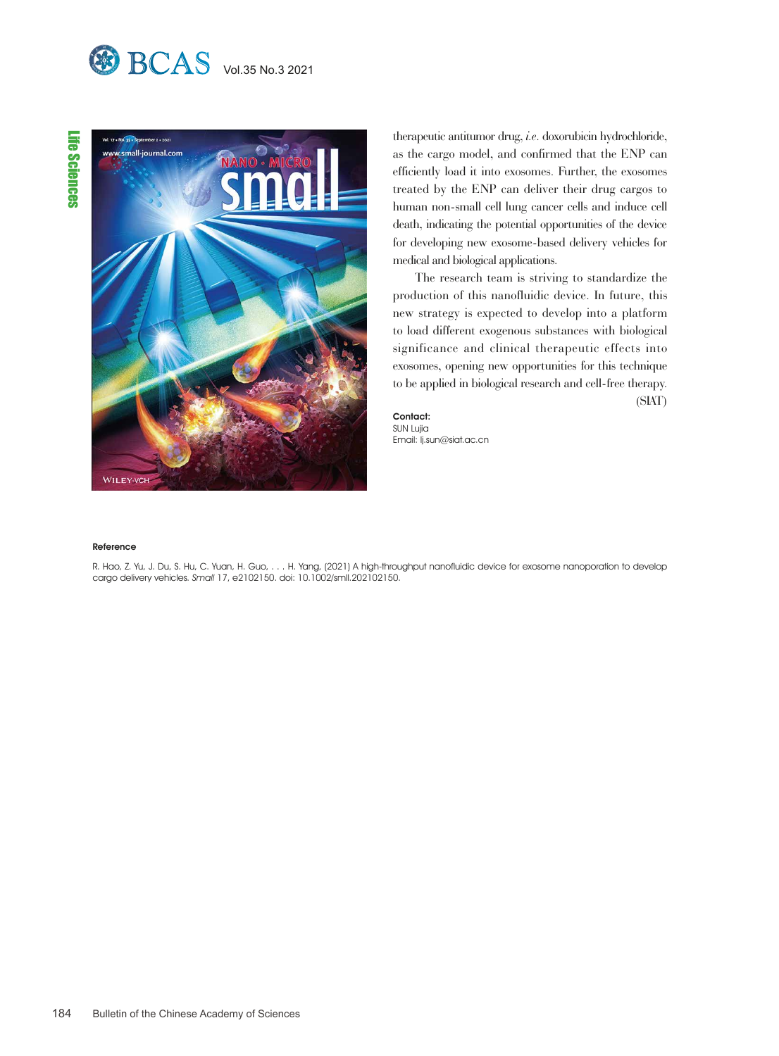therapeutic antitumor drug, *i.e.* doxorubicin hydrochloride, as the cargo model, and confirmed that the ENP can efficiently load it into exosomes. Further, the exosomes treated by the ENP can deliver their drug cargos to human non-small cell lung cancer cells and induce cell death, indicating the potential opportunities of the device for developing new exosome-based delivery vehicles for medical and biological applications.

The research team is striving to standardize the production of this nanofluidic device. In future, this new strategy is expected to develop into a platform to load different exogenous substances with biological significance and clinical therapeutic effects into exosomes, opening new opportunities for this technique to be applied in biological research and cell-free therapy.

(SIAT)

**Contact:**
SUN Lujia
Email: lj.sun@siat.ac.cn

**Reference**

R. Hao, Z. Yu, J. Du, S. Hu, C. Yuan, H. Guo, . . . H. Yang, (2021) A high-throughput nanofluidic device for exosome nanoporation to develop cargo delivery vehicles. *Small* 17, e2102150. doi: 10.1002/smll.202102150.